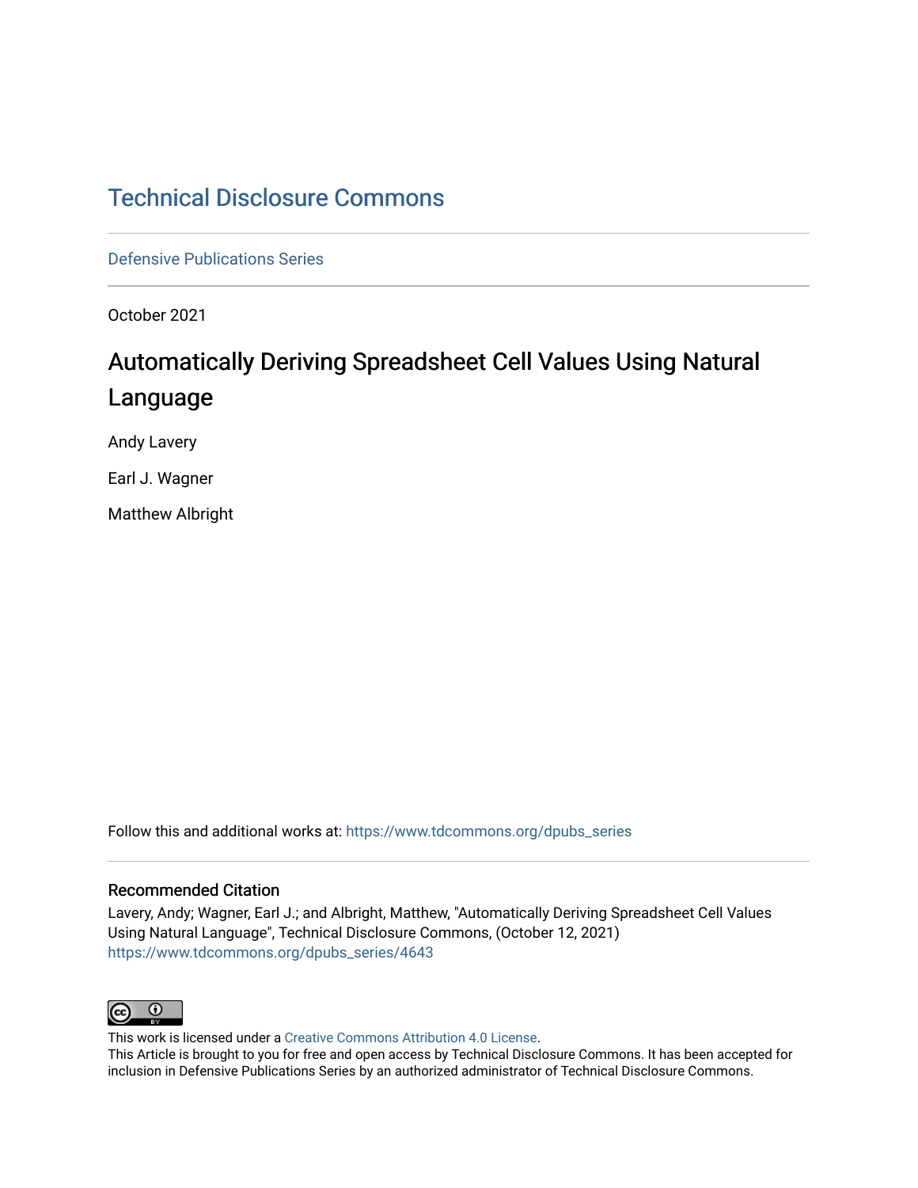# Technical Disclosure Commons

Defensive Publications Series

October 2021

## Automatically Deriving Spreadsheet Cell Values Using Natural Language

Andy Lavery

Earl J. Wagner

Matthew Albright

Follow this and additional works at: https://www.tdcommons.org/dpubs_series

### Recommended Citation

Lavery, Andy; Wagner, Earl J.; and Albright, Matthew, "Automatically Deriving Spreadsheet Cell Values Using Natural Language", Technical Disclosure Commons, (October 12, 2021)
https://www.tdcommons.org/dpubs_series/4643

This work is licensed under a Creative Commons Attribution 4.0 License.
This Article is brought to you for free and open access by Technical Disclosure Commons. It has been accepted for inclusion in Defensive Publications Series by an authorized administrator of Technical Disclosure Commons.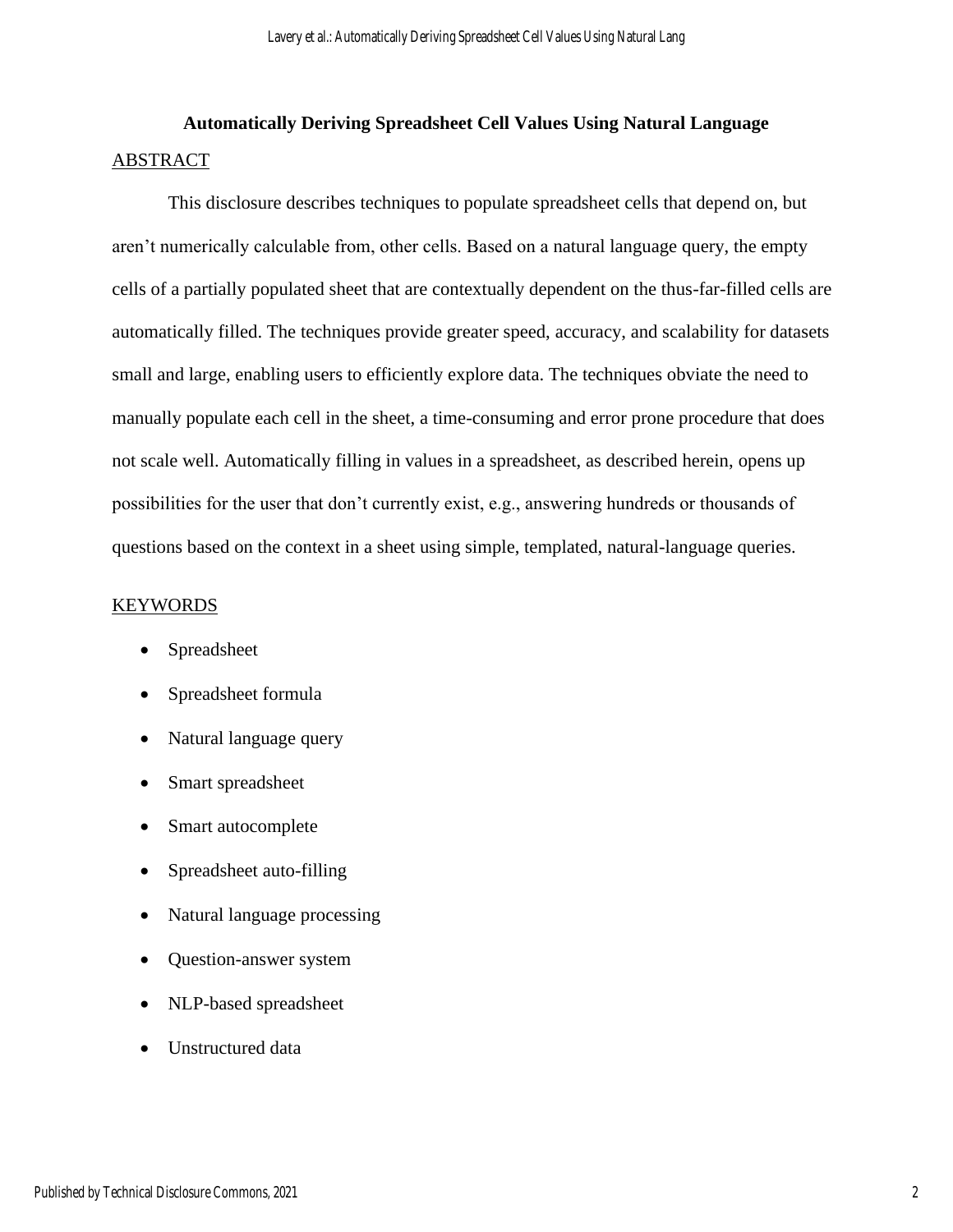# Automatically Deriving Spreadsheet Cell Values Using Natural Language

## ABSTRACT

This disclosure describes techniques to populate spreadsheet cells that depend on, but aren't numerically calculable from, other cells. Based on a natural language query, the empty cells of a partially populated sheet that are contextually dependent on the thus-far-filled cells are automatically filled. The techniques provide greater speed, accuracy, and scalability for datasets small and large, enabling users to efficiently explore data. The techniques obviate the need to manually populate each cell in the sheet, a time-consuming and error prone procedure that does not scale well. Automatically filling in values in a spreadsheet, as described herein, opens up possibilities for the user that don't currently exist, e.g., answering hundreds or thousands of questions based on the context in a sheet using simple, templated, natural-language queries.

## KEYWORDS

- Spreadsheet
- Spreadsheet formula
- Natural language query
- Smart spreadsheet
- Smart autocomplete
- Spreadsheet auto-filling
- Natural language processing
- Question-answer system
- NLP-based spreadsheet
- Unstructured data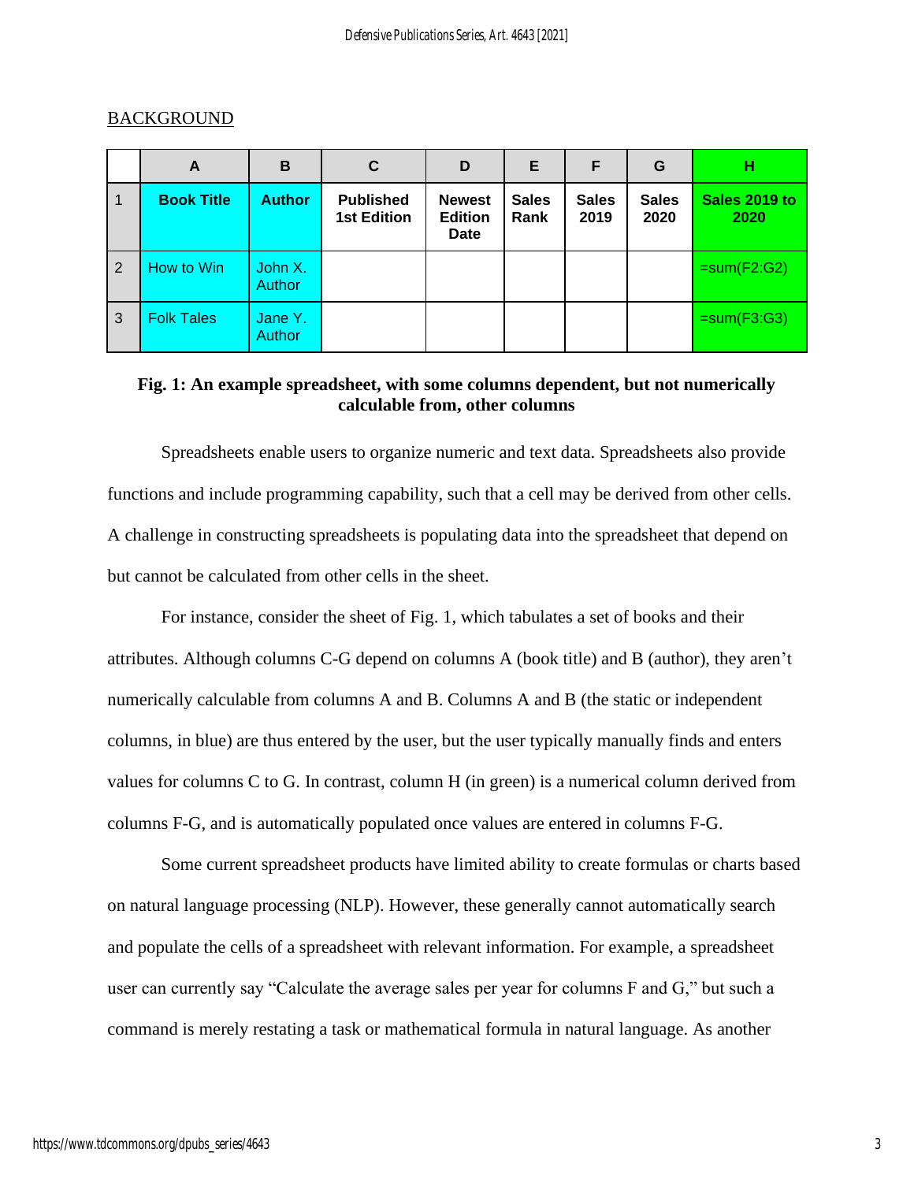## BACKGROUND

| | A | B | C | D | E | F | G | H |
|---|---|---|---|---|---|---|---|---|
| 1 | **Book Title** | **Author** | **Published 1st Edition** | **Newest Edition Date** | **Sales Rank** | **Sales 2019** | **Sales 2020** | **Sales 2019 to 2020** |
| 2 | How to Win | John X. Author | | | | | | =sum(F2:G2) |
| 3 | Folk Tales | Jane Y. Author | | | | | | =sum(F3:G3) |

**Fig. 1: An example spreadsheet, with some columns dependent, but not numerically calculable from, other columns**

Spreadsheets enable users to organize numeric and text data. Spreadsheets also provide functions and include programming capability, such that a cell may be derived from other cells. A challenge in constructing spreadsheets is populating data into the spreadsheet that depend on but cannot be calculated from other cells in the sheet.

For instance, consider the sheet of Fig. 1, which tabulates a set of books and their attributes. Although columns C-G depend on columns A (book title) and B (author), they aren't numerically calculable from columns A and B. Columns A and B (the static or independent columns, in blue) are thus entered by the user, but the user typically manually finds and enters values for columns C to G. In contrast, column H (in green) is a numerical column derived from columns F-G, and is automatically populated once values are entered in columns F-G.

Some current spreadsheet products have limited ability to create formulas or charts based on natural language processing (NLP). However, these generally cannot automatically search and populate the cells of a spreadsheet with relevant information. For example, a spreadsheet user can currently say "Calculate the average sales per year for columns F and G," but such a command is merely restating a task or mathematical formula in natural language. As another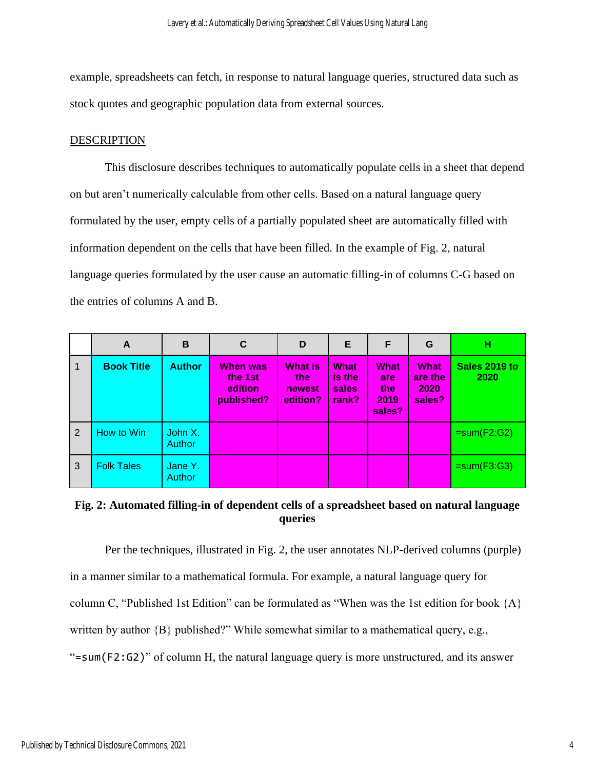example, spreadsheets can fetch, in response to natural language queries, structured data such as stock quotes and geographic population data from external sources.

## DESCRIPTION

This disclosure describes techniques to automatically populate cells in a sheet that depend on but aren't numerically calculable from other cells. Based on a natural language query formulated by the user, empty cells of a partially populated sheet are automatically filled with information dependent on the cells that have been filled. In the example of Fig. 2, natural language queries formulated by the user cause an automatic filling-in of columns C-G based on the entries of columns A and B.

| | A | B | C | D | E | F | G | H |
|---|---|---|---|---|---|---|---|---|
| 1 | **Book Title** | **Author** | **When was the 1st edition published?** | **What is the newest edition?** | **What is the sales rank?** | **What are the 2019 sales?** | **What are the 2020 sales?** | **Sales 2019 to 2020** |
| 2 | How to Win | John X. Author | | | | | | =sum(F2:G2) |
| 3 | Folk Tales | Jane Y. Author | | | | | | =sum(F3:G3) |

**Fig. 2: Automated filling-in of dependent cells of a spreadsheet based on natural language queries**

Per the techniques, illustrated in Fig. 2, the user annotates NLP-derived columns (purple) in a manner similar to a mathematical formula. For example, a natural language query for column C, "Published 1st Edition" can be formulated as "When was the 1st edition for book {A} written by author {B} published?" While somewhat similar to a mathematical query, e.g., "`=sum(F2:G2)`" of column H, the natural language query is more unstructured, and its answer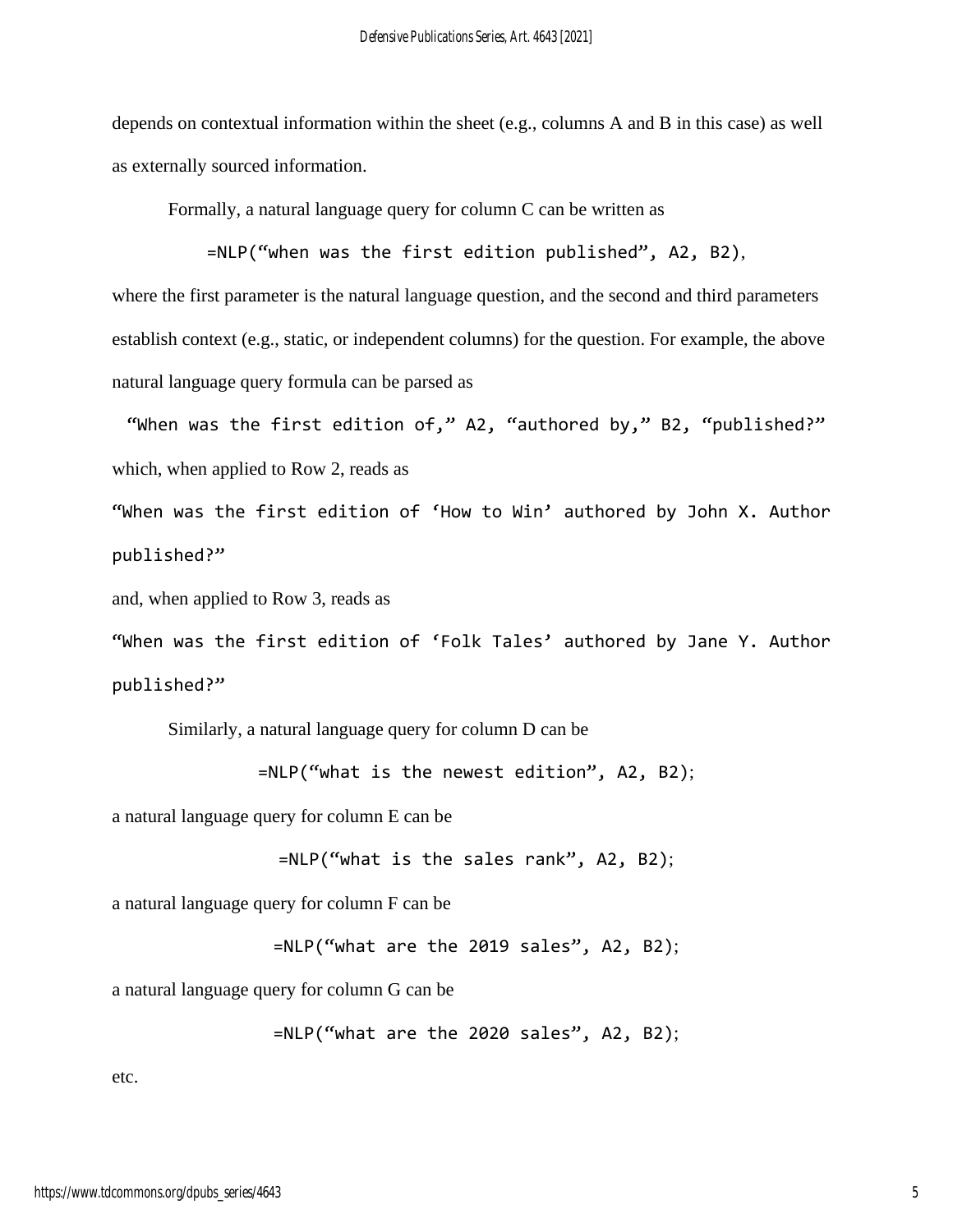depends on contextual information within the sheet (e.g., columns A and B in this case) as well as externally sourced information.

Formally, a natural language query for column C can be written as

```
=NLP("when was the first edition published", A2, B2),
```

where the first parameter is the natural language question, and the second and third parameters establish context (e.g., static, or independent columns) for the question. For example, the above natural language query formula can be parsed as

```
"When was the first edition of," A2, "authored by," B2, "published?"
```

which, when applied to Row 2, reads as

```
"When was the first edition of 'How to Win' authored by John X. Author published?"
```

and, when applied to Row 3, reads as

```
"When was the first edition of 'Folk Tales' authored by Jane Y. Author published?"
```

Similarly, a natural language query for column D can be

```
=NLP("what is the newest edition", A2, B2);
```

a natural language query for column E can be

```
=NLP("what is the sales rank", A2, B2);
```

a natural language query for column F can be

```
=NLP("what are the 2019 sales", A2, B2);
```

a natural language query for column G can be

```
=NLP("what are the 2020 sales", A2, B2);
```

etc.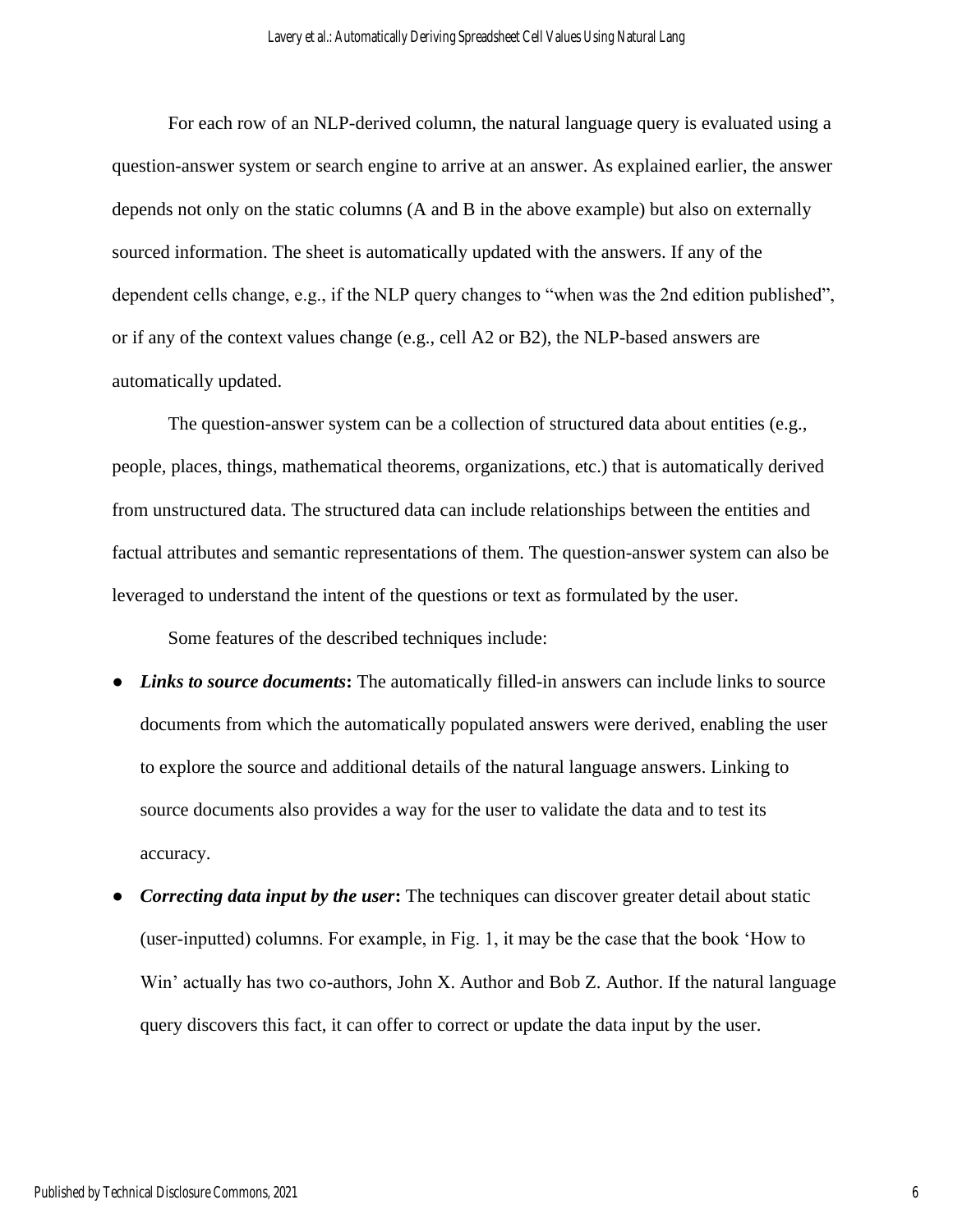For each row of an NLP-derived column, the natural language query is evaluated using a question-answer system or search engine to arrive at an answer. As explained earlier, the answer depends not only on the static columns (A and B in the above example) but also on externally sourced information. The sheet is automatically updated with the answers. If any of the dependent cells change, e.g., if the NLP query changes to "when was the 2nd edition published", or if any of the context values change (e.g., cell A2 or B2), the NLP-based answers are automatically updated.

The question-answer system can be a collection of structured data about entities (e.g., people, places, things, mathematical theorems, organizations, etc.) that is automatically derived from unstructured data. The structured data can include relationships between the entities and factual attributes and semantic representations of them. The question-answer system can also be leveraged to understand the intent of the questions or text as formulated by the user.

Some features of the described techniques include:

- ***Links to source documents*:** The automatically filled-in answers can include links to source documents from which the automatically populated answers were derived, enabling the user to explore the source and additional details of the natural language answers. Linking to source documents also provides a way for the user to validate the data and to test its accuracy.
- ***Correcting data input by the user*:** The techniques can discover greater detail about static (user-inputted) columns. For example, in Fig. 1, it may be the case that the book 'How to Win' actually has two co-authors, John X. Author and Bob Z. Author. If the natural language query discovers this fact, it can offer to correct or update the data input by the user.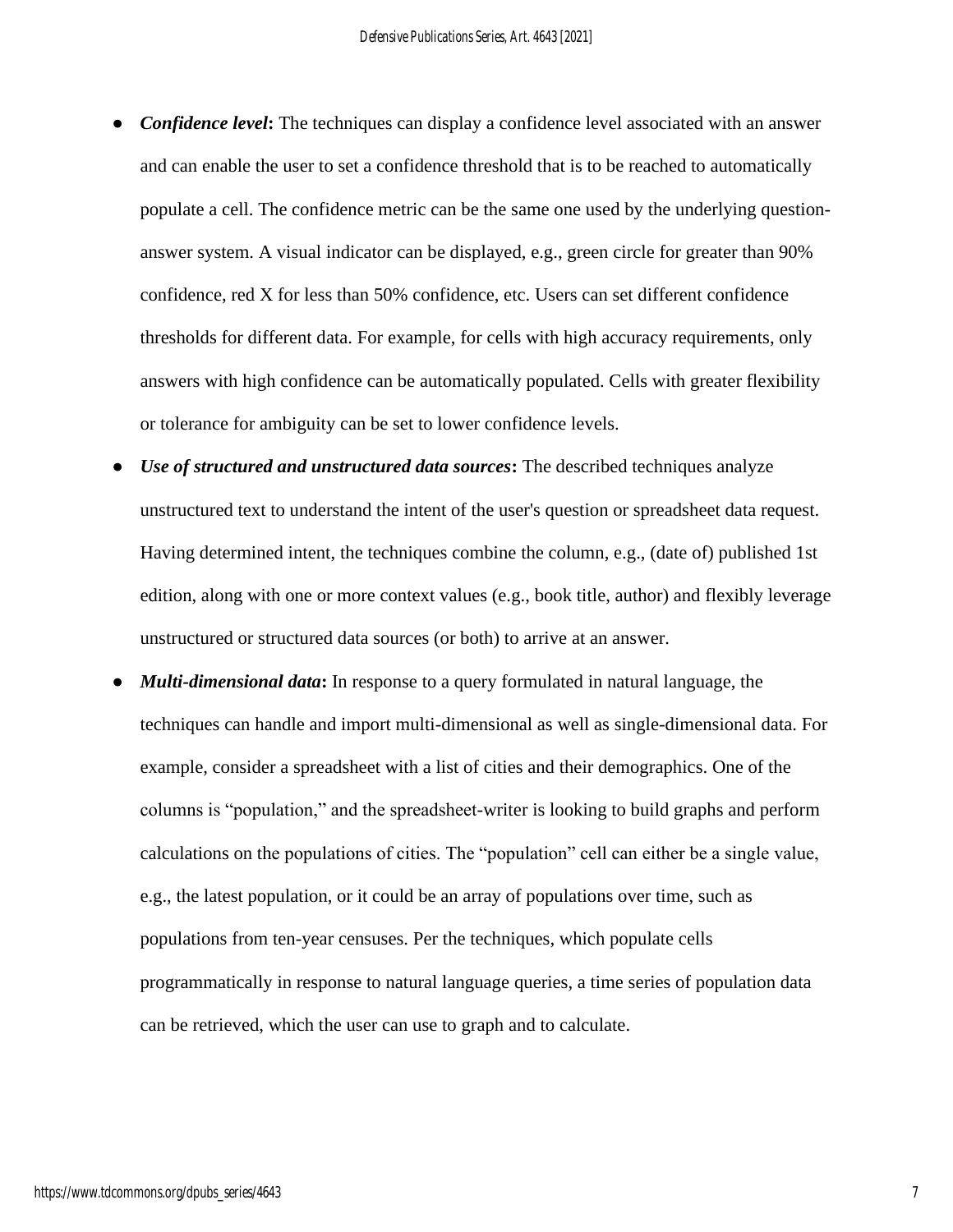- ***Confidence level*:** The techniques can display a confidence level associated with an answer and can enable the user to set a confidence threshold that is to be reached to automatically populate a cell. The confidence metric can be the same one used by the underlying question-answer system. A visual indicator can be displayed, e.g., green circle for greater than 90% confidence, red X for less than 50% confidence, etc. Users can set different confidence thresholds for different data. For example, for cells with high accuracy requirements, only answers with high confidence can be automatically populated. Cells with greater flexibility or tolerance for ambiguity can be set to lower confidence levels.
- ***Use of structured and unstructured data sources*:** The described techniques analyze unstructured text to understand the intent of the user's question or spreadsheet data request. Having determined intent, the techniques combine the column, e.g., (date of) published 1st edition, along with one or more context values (e.g., book title, author) and flexibly leverage unstructured or structured data sources (or both) to arrive at an answer.
- ***Multi-dimensional data*:** In response to a query formulated in natural language, the techniques can handle and import multi-dimensional as well as single-dimensional data. For example, consider a spreadsheet with a list of cities and their demographics. One of the columns is "population," and the spreadsheet-writer is looking to build graphs and perform calculations on the populations of cities. The "population" cell can either be a single value, e.g., the latest population, or it could be an array of populations over time, such as populations from ten-year censuses. Per the techniques, which populate cells programmatically in response to natural language queries, a time series of population data can be retrieved, which the user can use to graph and to calculate.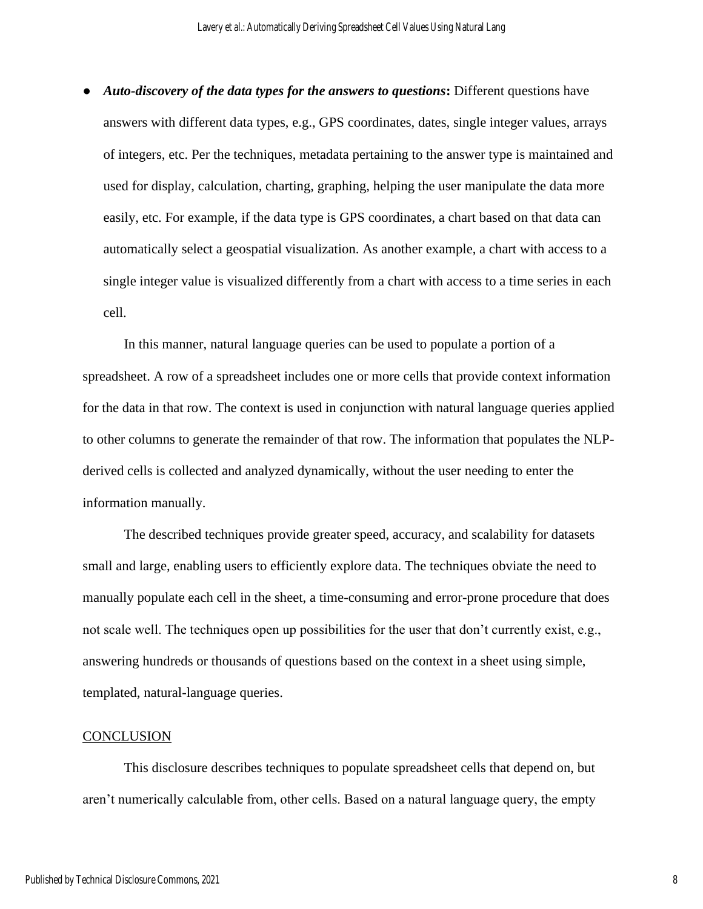- ***Auto-discovery of the data types for the answers to questions*:** Different questions have answers with different data types, e.g., GPS coordinates, dates, single integer values, arrays of integers, etc. Per the techniques, metadata pertaining to the answer type is maintained and used for display, calculation, charting, graphing, helping the user manipulate the data more easily, etc. For example, if the data type is GPS coordinates, a chart based on that data can automatically select a geospatial visualization. As another example, a chart with access to a single integer value is visualized differently from a chart with access to a time series in each cell.

In this manner, natural language queries can be used to populate a portion of a spreadsheet. A row of a spreadsheet includes one or more cells that provide context information for the data in that row. The context is used in conjunction with natural language queries applied to other columns to generate the remainder of that row. The information that populates the NLP-derived cells is collected and analyzed dynamically, without the user needing to enter the information manually.

The described techniques provide greater speed, accuracy, and scalability for datasets small and large, enabling users to efficiently explore data. The techniques obviate the need to manually populate each cell in the sheet, a time-consuming and error-prone procedure that does not scale well. The techniques open up possibilities for the user that don't currently exist, e.g., answering hundreds or thousands of questions based on the context in a sheet using simple, templated, natural-language queries.

## CONCLUSION

This disclosure describes techniques to populate spreadsheet cells that depend on, but aren't numerically calculable from, other cells. Based on a natural language query, the empty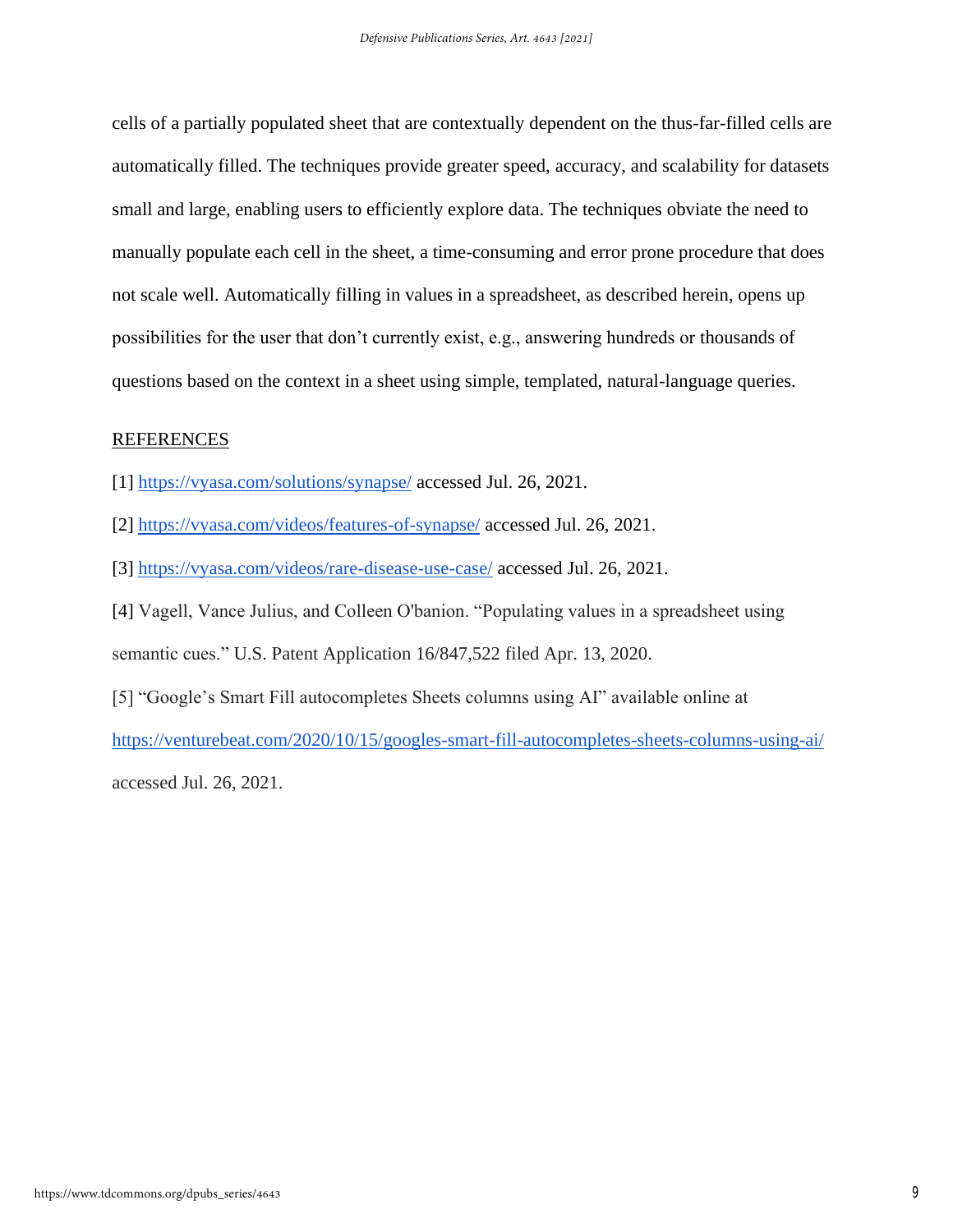cells of a partially populated sheet that are contextually dependent on the thus-far-filled cells are automatically filled. The techniques provide greater speed, accuracy, and scalability for datasets small and large, enabling users to efficiently explore data. The techniques obviate the need to manually populate each cell in the sheet, a time-consuming and error prone procedure that does not scale well. Automatically filling in values in a spreadsheet, as described herein, opens up possibilities for the user that don't currently exist, e.g., answering hundreds or thousands of questions based on the context in a sheet using simple, templated, natural-language queries.

## REFERENCES

[1] https://vyasa.com/solutions/synapse/ accessed Jul. 26, 2021.

[2] https://vyasa.com/videos/features-of-synapse/ accessed Jul. 26, 2021.

[3] https://vyasa.com/videos/rare-disease-use-case/ accessed Jul. 26, 2021.

[4] Vagell, Vance Julius, and Colleen O'banion. "Populating values in a spreadsheet using semantic cues." U.S. Patent Application 16/847,522 filed Apr. 13, 2020.

[5] "Google's Smart Fill autocompletes Sheets columns using AI" available online at https://venturebeat.com/2020/10/15/googles-smart-fill-autocompletes-sheets-columns-using-ai/ accessed Jul. 26, 2021.